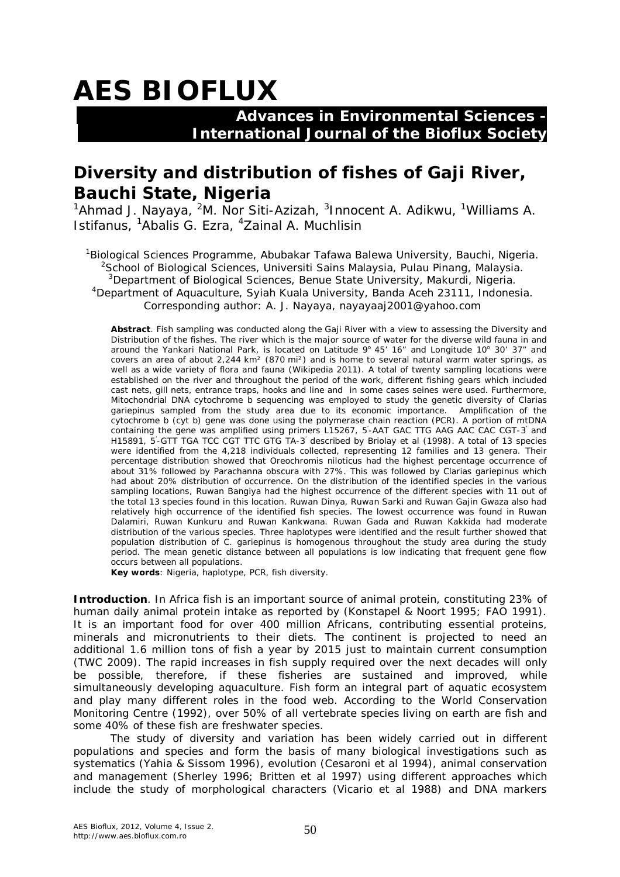# AES BIOFLUX

**Advances in Environmental Sciences - International Journal of the Bioflux Society**

## Diversity and distribution of fishes of Gaji River, Bauchi State, Nigeria

[1]Ahmad J. Nayaya, [2]M. Nor Siti-Azizah, [3]Innocent A. Adikwu, [1]Williams A. Istifanus, [1]Abalis G. Ezra, [4]Zainal A. Muchlisin

[1]Biological Sciences Programme, Abubakar Tafawa Balewa University, Bauchi, Nigeria. [2]School of Biological Sciences, Universiti Sains Malaysia, Pulau Pinang, Malaysia. [3]Department of Biological Sciences, Benue State University, Makurdi, Nigeria. [4]Department of Aquaculture, Syiah Kuala University, Banda Aceh 23111, Indonesia. Corresponding author: A. J. Nayaya, nayayaaj2001@yahoo.com

**Abstract**. Fish sampling was conducted along the Gaji River with a view to assessing the Diversity and Distribution of the fishes. The river which is the major source of water for the diverse wild fauna in and around the Yankari National Park, is located on Latitude 9° 45' 16" and Longitude 10° 30' 37" and covers an area of about 2,244 km² (870 mi²) and is home to several natural warm water springs, as well as a wide variety of flora and fauna (Wikipedia 2011). A total of twenty sampling locations were established on the river and throughout the period of the work, different fishing gears which included cast nets, gill nets, entrance traps, hooks and line and in some cases seines were used. Furthermore, Mitochondrial DNA cytochrome b sequencing was employed to study the genetic diversity of Clarias gariepinus sampled from the study area due to its economic importance. Amplification of the cytochrome b (cyt b) gene was done using the polymerase chain reaction (PCR). A portion of mtDNA containing the gene was amplified using primers L15267, 5'-AAT GAC TTG AAG AAC CAC CGT-3' and H15891, 5'-GTT TGA TCC CGT TTC GTG TA-3' described by Briolay et al (1998). A total of 13 species were identified from the 4,218 individuals collected, representing 12 families and 13 genera. Their percentage distribution showed that Oreochromis niloticus had the highest percentage occurrence of about 31% followed by Parachanna obscura with 27%. This was followed by Clarias gariepinus which had about 20% distribution of occurrence. On the distribution of the identified species in the various sampling locations, Ruwan Bangiya had the highest occurrence of the different species with 11 out of the total 13 species found in this location. Ruwan Dinya, Ruwan Sarki and Ruwan Gajin Gwaza also had relatively high occurrence of the identified fish species. The lowest occurrence was found in Ruwan Dalamiri, Ruwan Kunkuru and Ruwan Kankwana. Ruwan Gada and Ruwan Kakkida had moderate distribution of the various species. Three haplotypes were identified and the result further showed that population distribution of C. gariepinus is homogenous throughout the study area during the study period. The mean genetic distance between all populations is low indicating that frequent gene flow occurs between all populations.

**Key words**: Nigeria, haplotype, PCR, fish diversity.

**Introduction**. In Africa fish is an important source of animal protein, constituting 23% of human daily animal protein intake as reported by (Konstapel & Noort 1995; FAO 1991). It is an important food for over 400 million Africans, contributing essential proteins, minerals and micronutrients to their diets. The continent is projected to need an additional 1.6 million tons of fish a year by 2015 just to maintain current consumption (TWC 2009). The rapid increases in fish supply required over the next decades will only be possible, therefore, if these fisheries are sustained and improved, while simultaneously developing aquaculture. Fish form an integral part of aquatic ecosystem and play many different roles in the food web. According to the World Conservation Monitoring Centre (1992), over 50% of all vertebrate species living on earth are fish and some 40% of these fish are freshwater species.

The study of diversity and variation has been widely carried out in different populations and species and form the basis of many biological investigations such as systematics (Yahia & Sissom 1996), evolution (Cesaroni et al 1994), animal conservation and management (Sherley 1996; Britten et al 1997) using different approaches which include the study of morphological characters (Vicario et al 1988) and DNA markers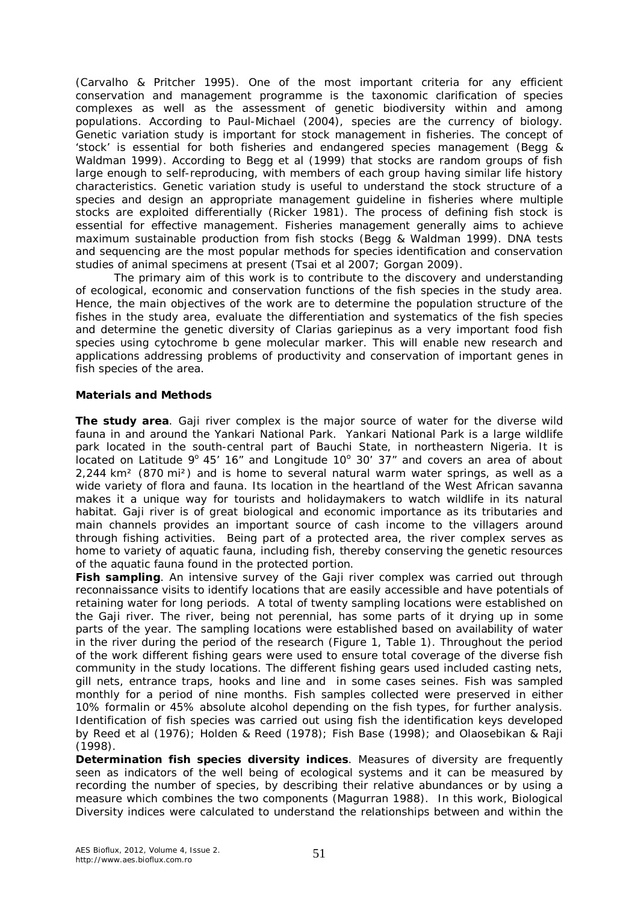(Carvalho & Pritcher 1995). One of the most important criteria for any efficient conservation and management programme is the taxonomic clarification of species complexes as well as the assessment of genetic biodiversity within and among populations. According to Paul-Michael (2004), species are the currency of biology. Genetic variation study is important for stock management in fisheries. The concept of 'stock' is essential for both fisheries and endangered species management (Begg & Waldman 1999). According to Begg et al (1999) that stocks are random groups of fish large enough to self-reproducing, with members of each group having similar life history characteristics. Genetic variation study is useful to understand the stock structure of a species and design an appropriate management guideline in fisheries where multiple stocks are exploited differentially (Ricker 1981). The process of defining fish stock is essential for effective management. Fisheries management generally aims to achieve maximum sustainable production from fish stocks (Begg & Waldman 1999). DNA tests and sequencing are the most popular methods for species identification and conservation studies of animal specimens at present (Tsai et al 2007; Gorgan 2009).

The primary aim of this work is to contribute to the discovery and understanding of ecological, economic and conservation functions of the fish species in the study area. Hence, the main objectives of the work are to determine the population structure of the fishes in the study area, evaluate the differentiation and systematics of the fish species and determine the genetic diversity of Clarias gariepinus as a very important food fish species using cytochrome b gene molecular marker. This will enable new research and applications addressing problems of productivity and conservation of important genes in fish species of the area.

## Materials and Methods

**The study area**. Gaji river complex is the major source of water for the diverse wild fauna in and around the Yankari National Park. Yankari National Park is a large wildlife park located in the south-central part of Bauchi State, in northeastern Nigeria. It is located on Latitude 9° 45' 16" and Longitude 10° 30' 37" and covers an area of about 2,244 km² (870 mi²) and is home to several natural warm water springs, as well as a wide variety of flora and fauna. Its location in the heartland of the West African savanna makes it a unique way for tourists and holidaymakers to watch wildlife in its natural habitat. Gaji river is of great biological and economic importance as its tributaries and main channels provides an important source of cash income to the villagers around through fishing activities. Being part of a protected area, the river complex serves as home to variety of aquatic fauna, including fish, thereby conserving the genetic resources of the aquatic fauna found in the protected portion.

**Fish sampling**. An intensive survey of the Gaji river complex was carried out through reconnaissance visits to identify locations that are easily accessible and have potentials of retaining water for long periods. A total of twenty sampling locations were established on the Gaji river. The river, being not perennial, has some parts of it drying up in some parts of the year. The sampling locations were established based on availability of water in the river during the period of the research (Figure 1, Table 1). Throughout the period of the work different fishing gears were used to ensure total coverage of the diverse fish community in the study locations. The different fishing gears used included casting nets, gill nets, entrance traps, hooks and line and in some cases seines. Fish was sampled monthly for a period of nine months. Fish samples collected were preserved in either 10% formalin or 45% absolute alcohol depending on the fish types, for further analysis. Identification of fish species was carried out using fish the identification keys developed by Reed et al (1976); Holden & Reed (1978); Fish Base (1998); and Olaosebikan & Raji (1998).

**Determination fish species diversity indices**. Measures of diversity are frequently seen as indicators of the well being of ecological systems and it can be measured by recording the number of species, by describing their relative abundances or by using a measure which combines the two components (Magurran 1988). In this work, Biological Diversity indices were calculated to understand the relationships between and within the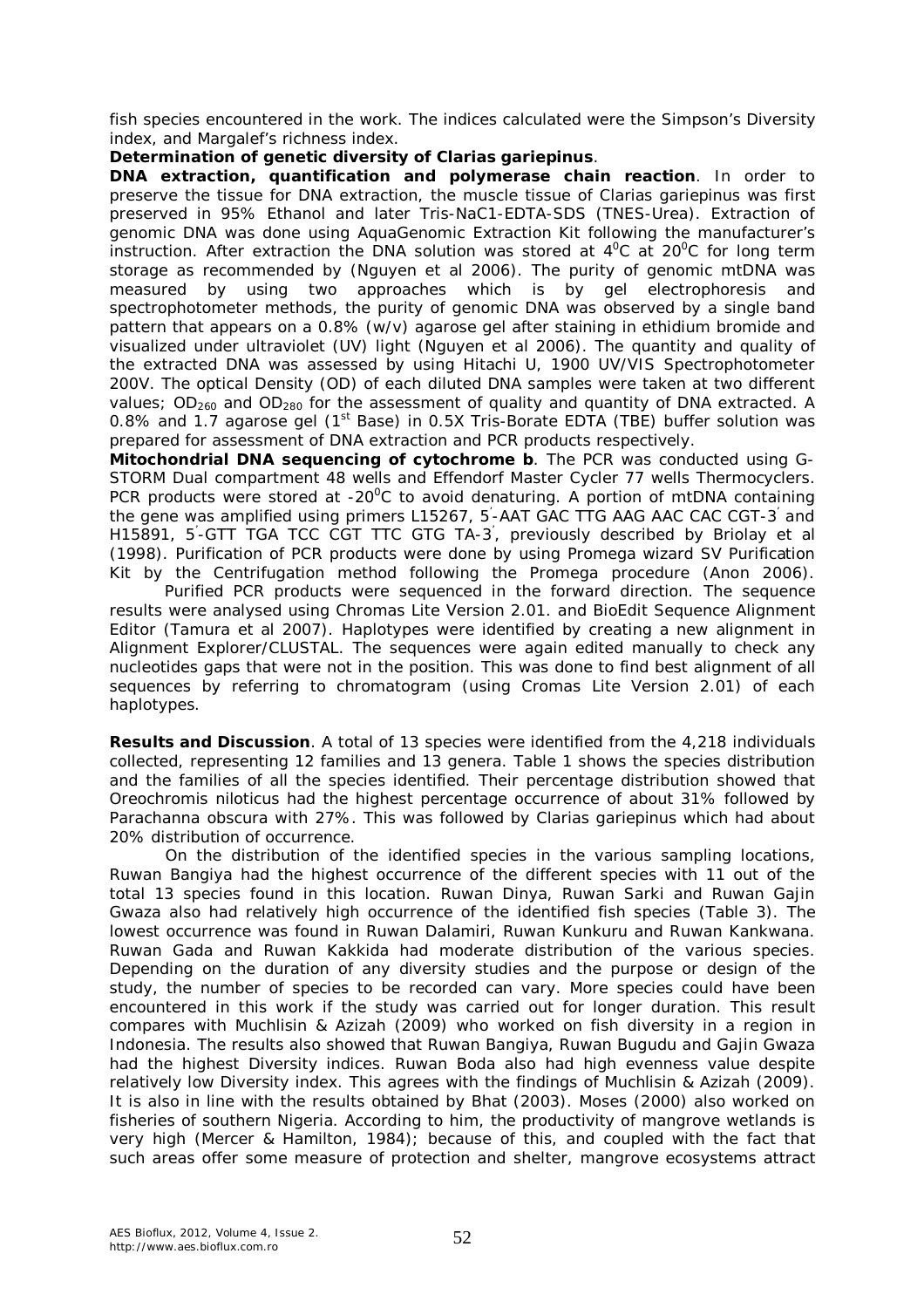fish species encountered in the work. The indices calculated were the Simpson's Diversity index, and Margalef's richness index.

**Determination of genetic diversity of *Clarias gariepinus***.

**DNA extraction, quantification and polymerase chain reaction**. In order to preserve the tissue for DNA extraction, the muscle tissue of *Clarias gariepinus* was first preserved in 95% Ethanol and later Tris-NaC1-EDTA-SDS (TNES-Urea). Extraction of genomic DNA was done using AquaGenomic Extraction Kit following the manufacturer's instruction. After extraction the DNA solution was stored at $4^0$C at $20^0$C for long term storage as recommended by (Nguyen et al 2006). The purity of genomic mtDNA was measured by using two approaches which is by gel electrophoresis and spectrophotometer methods, the purity of genomic DNA was observed by a single band pattern that appears on a 0.8% (w/v) agarose gel after staining in ethidium bromide and visualized under ultraviolet (UV) light (Nguyen et al 2006). The quantity and quality of the extracted DNA was assessed by using Hitachi U, 1900 UV/VIS Spectrophotometer 200V. The optical Density (OD) of each diluted DNA samples were taken at two different values; $OD_{260}$ and $OD_{280}$ for the assessment of quality and quantity of DNA extracted. A 0.8% and 1.7 agarose gel (1st Base) in 0.5X Tris-Borate EDTA (TBE) buffer solution was prepared for assessment of DNA extraction and PCR products respectively.

**Mitochondrial DNA sequencing of cytochrome b**. The PCR was conducted using G-STORM Dual compartment 48 wells and Effendorf Master Cycler 77 wells Thermocyclers. PCR products were stored at $-20^0$C to avoid denaturing. A portion of mtDNA containing the gene was amplified using primers L15267, 5′-AAT GAC TTG AAG AAC CAC CGT-3′ and H15891, 5′-GTT TGA TCC CGT TTC GTG TA-3′, previously described by Briolay et al (1998). Purification of PCR products were done by using Promega wizard SV Purification Kit by the Centrifugation method following the Promega procedure (Anon 2006).

Purified PCR products were sequenced in the forward direction. The sequence results were analysed using Chromas Lite Version 2.01. and BioEdit Sequence Alignment Editor (Tamura et al 2007). Haplotypes were identified by creating a new alignment in Alignment Explorer/CLUSTAL. The sequences were again edited manually to check any nucleotides gaps that were not in the position. This was done to find best alignment of all sequences by referring to chromatogram (using Cromas Lite Version 2.01) of each haplotypes.

**Results and Discussion**. A total of 13 species were identified from the 4,218 individuals collected, representing 12 families and 13 genera. Table 1 shows the species distribution and the families of all the species identified. Their percentage distribution showed that *Oreochromis niloticus* had the highest percentage occurrence of about 31% followed by *Parachanna obscura* with 27%. This was followed by *Clarias gariepinus* which had about 20% distribution of occurrence.

On the distribution of the identified species in the various sampling locations, Ruwan Bangiya had the highest occurrence of the different species with 11 out of the total 13 species found in this location. Ruwan Dinya, Ruwan Sarki and Ruwan Gajin Gwaza also had relatively high occurrence of the identified fish species (Table 3). The lowest occurrence was found in Ruwan Dalamiri, Ruwan Kunkuru and Ruwan Kankwana. Ruwan Gada and Ruwan Kakkida had moderate distribution of the various species. Depending on the duration of any diversity studies and the purpose or design of the study, the number of species to be recorded can vary. More species could have been encountered in this work if the study was carried out for longer duration. This result compares with Muchlisin & Azizah (2009) who worked on fish diversity in a region in Indonesia. The results also showed that Ruwan Bangiya, Ruwan Bugudu and Gajin Gwaza had the highest Diversity indices. Ruwan Boda also had high evenness value despite relatively low Diversity index. This agrees with the findings of Muchlisin & Azizah (2009). It is also in line with the results obtained by Bhat (2003). Moses (2000) also worked on fisheries of southern Nigeria. According to him, the productivity of mangrove wetlands is very high (Mercer & Hamilton, 1984); because of this, and coupled with the fact that such areas offer some measure of protection and shelter, mangrove ecosystems attract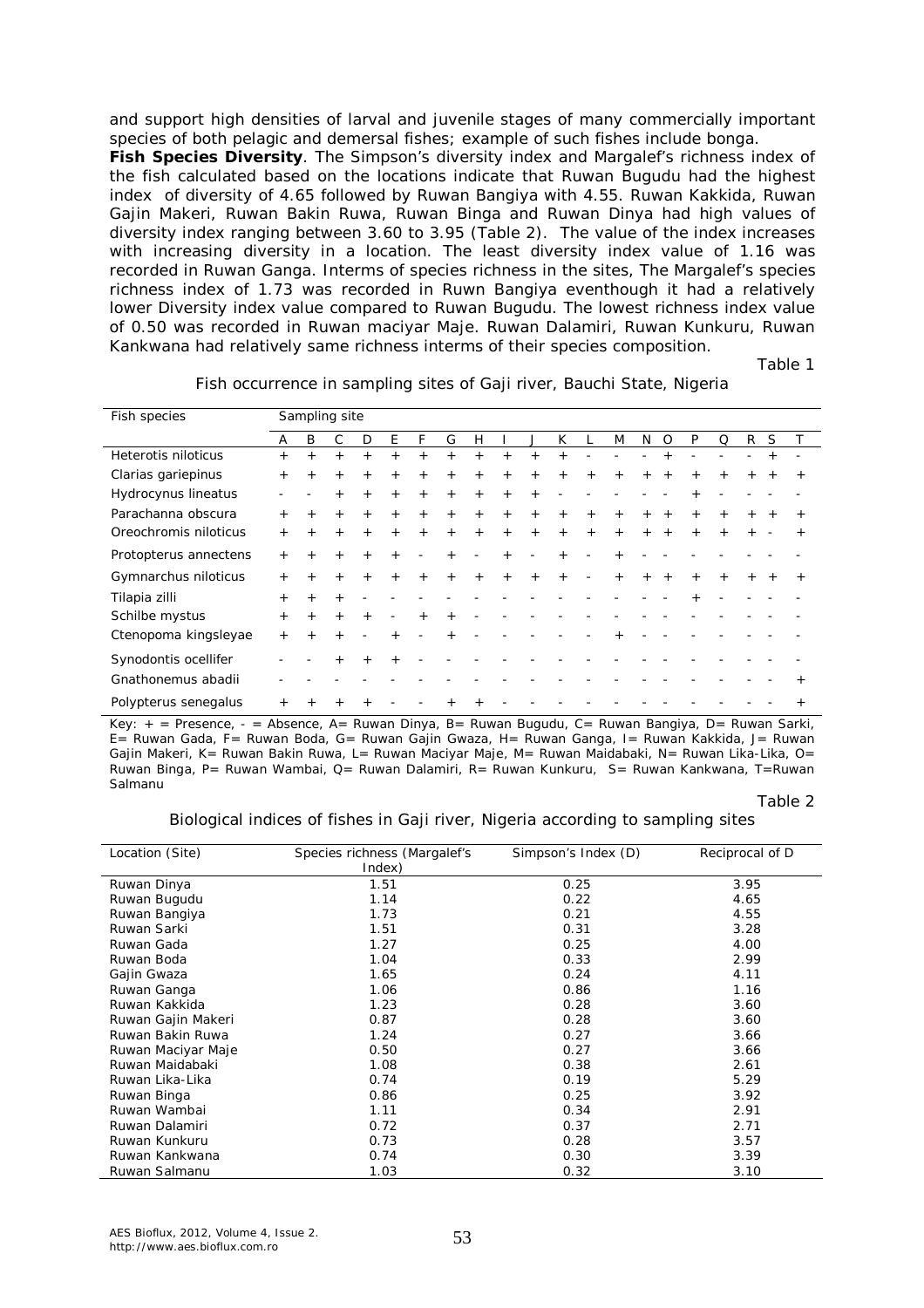and support high densities of larval and juvenile stages of many commercially important species of both pelagic and demersal fishes; example of such fishes include bonga.

**Fish Species Diversity**. The Simpson's diversity index and Margalef's richness index of the fish calculated based on the locations indicate that Ruwan Bugudu had the highest index of diversity of 4.65 followed by Ruwan Bangiya with 4.55. Ruwan Kakkida, Ruwan Gajin Makeri, Ruwan Bakin Ruwa, Ruwan Binga and Ruwan Dinya had high values of diversity index ranging between 3.60 to 3.95 (Table 2). The value of the index increases with increasing diversity in a location. The least diversity index value of 1.16 was recorded in Ruwan Ganga. Interms of species richness in the sites, The Margalef's species richness index of 1.73 was recorded in Ruwn Bangiya eventhough it had a relatively lower Diversity index value compared to Ruwan Bugudu. The lowest richness index value of 0.50 was recorded in Ruwan maciyar Maje. Ruwan Dalamiri, Ruwan Kunkuru, Ruwan Kankwana had relatively same richness interms of their species composition.

Table 1

Fish occurrence in sampling sites of Gaji river, Bauchi State, Nigeria

| Fish species | Sampling site | | | | | | | | | | | | | | | | | | | |
|---|---|---|---|---|---|---|---|---|---|---|---|---|---|---|---|---|---|---|---|---|
| | A | B | C | D | E | F | G | H | I | J | K | L | M | N | O | P | Q | R | S | T |
| Heterotis niloticus | + | + | + | + | + | + | + | + | + | + | + | - | - | - | + | - | - | - | + | - |
| Clarias gariepinus | + | + | + | + | + | + | + | + | + | + | + | + | + | + | + | + | + | + | + | + |
| Hydrocynus lineatus | - | - | + | + | + | + | + | + | + | + | - | - | - | - | - | + | - | - | - | - |
| Parachanna obscura | + | + | + | + | + | + | + | + | + | + | + | + | + | + | + | + | + | + | + | + |
| Oreochromis niloticus | + | + | + | + | + | + | + | + | + | + | + | + | + | + | + | + | + | + | - | + |
| Protopterus annectens | + | + | + | + | + | - | + | - | + | - | + | - | + | - | - | - | - | - | - | - |
| Gymnarchus niloticus | + | + | + | + | + | + | + | + | + | + | + | - | + | + | + | + | + | + | + | + |
| Tilapia zilli | + | + | + | - | - | - | - | - | - | - | - | - | - | - | - | + | - | - | - | - |
| Schilbe mystus | + | + | + | + | - | + | + | - | - | - | - | - | - | - | - | - | - | - | - | - |
| Ctenopoma kingsleyae | + | + | + | - | + | - | + | - | - | - | - | - | + | - | - | - | - | - | - | - |
| Synodontis ocellifer | - | - | + | + | + | - | - | - | - | - | - | - | - | - | - | - | - | - | - | - |
| Gnathonemus abadii | - | - | - | - | - | - | - | - | - | - | - | - | - | - | - | - | - | - | - | + |
| Polypterus senegalus | + | + | + | + | - | - | + | + | - | - | - | - | - | - | - | - | - | - | - | + |

Key: + = Presence, - = Absence, A= Ruwan Dinya, B= Ruwan Bugudu, C= Ruwan Bangiya, D= Ruwan Sarki, E= Ruwan Gada, F= Ruwan Boda, G= Ruwan Gajin Gwaza, H= Ruwan Ganga, I= Ruwan Kakkida, J= Ruwan Gajin Makeri, K= Ruwan Bakin Ruwa, L= Ruwan Maciyar Maje, M= Ruwan Maidabaki, N= Ruwan Lika-Lika, O= Ruwan Binga, P= Ruwan Wambai, Q= Ruwan Dalamiri, R= Ruwan Kunkuru, S= Ruwan Kankwana, T=Ruwan Salmanu

Table 2

Biological indices of fishes in Gaji river, Nigeria according to sampling sites

| Location (Site) | Species richness (Margalef's Index) | Simpson's Index (D) | Reciprocal of D |
|---|---|---|---|
| Ruwan Dinya | 1.51 | 0.25 | 3.95 |
| Ruwan Bugudu | 1.14 | 0.22 | 4.65 |
| Ruwan Bangiya | 1.73 | 0.21 | 4.55 |
| Ruwan Sarki | 1.51 | 0.31 | 3.28 |
| Ruwan Gada | 1.27 | 0.25 | 4.00 |
| Ruwan Boda | 1.04 | 0.33 | 2.99 |
| Gajin Gwaza | 1.65 | 0.24 | 4.11 |
| Ruwan Ganga | 1.06 | 0.86 | 1.16 |
| Ruwan Kakkida | 1.23 | 0.28 | 3.60 |
| Ruwan Gajin Makeri | 0.87 | 0.28 | 3.60 |
| Ruwan Bakin Ruwa | 1.24 | 0.27 | 3.66 |
| Ruwan Maciyar Maje | 0.50 | 0.27 | 3.66 |
| Ruwan Maidabaki | 1.08 | 0.38 | 2.61 |
| Ruwan Lika-Lika | 0.74 | 0.19 | 5.29 |
| Ruwan Binga | 0.86 | 0.25 | 3.92 |
| Ruwan Wambai | 1.11 | 0.34 | 2.91 |
| Ruwan Dalamiri | 0.72 | 0.37 | 2.71 |
| Ruwan Kunkuru | 0.73 | 0.28 | 3.57 |
| Ruwan Kankwana | 0.74 | 0.30 | 3.39 |
| Ruwan Salmanu | 1.03 | 0.32 | 3.10 |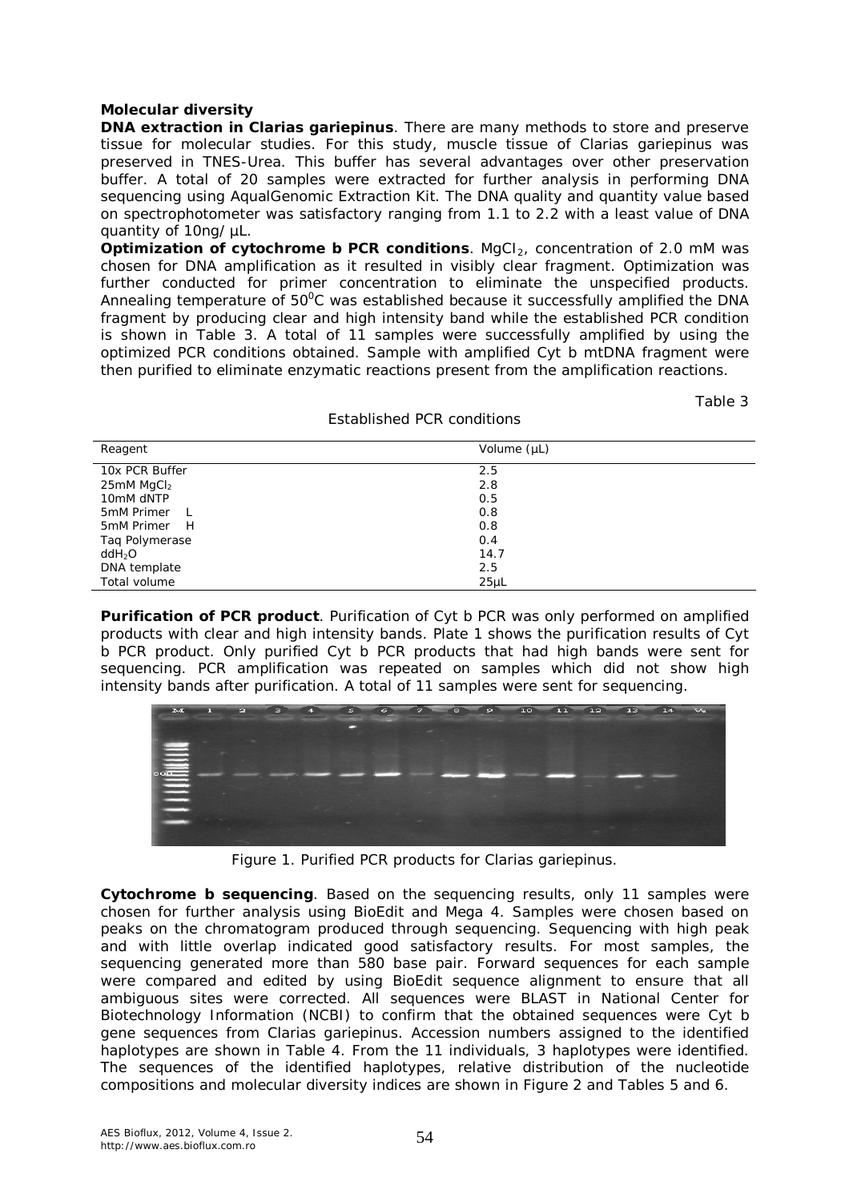**Molecular diversity**

**DNA extraction in Clarias gariepinus**. There are many methods to store and preserve tissue for molecular studies. For this study, muscle tissue of Clarias gariepinus was preserved in TNES-Urea. This buffer has several advantages over other preservation buffer. A total of 20 samples were extracted for further analysis in performing DNA sequencing using AqualGenomic Extraction Kit. The DNA quality and quantity value based on spectrophotometer was satisfactory ranging from 1.1 to 2.2 with a least value of DNA quantity of 10ng/ µL.

**Optimization of cytochrome b PCR conditions**. $MgCl_2$, concentration of 2.0 mM was chosen for DNA amplification as it resulted in visibly clear fragment. Optimization was further conducted for primer concentration to eliminate the unspecified products. Annealing temperature of $50^0$C was established because it successfully amplified the DNA fragment by producing clear and high intensity band while the established PCR condition is shown in Table 3. A total of 11 samples were successfully amplified by using the optimized PCR conditions obtained. Sample with amplified Cyt b mtDNA fragment were then purified to eliminate enzymatic reactions present from the amplification reactions.

Table 3

Established PCR conditions

| Reagent | Volume (µL) |
|---|---|
| 10x PCR Buffer | 2.5 |
| 25mM $MgCl_2$ | 2.8 |
| 10mM dNTP | 0.5 |
| 5mM Primer L | 0.8 |
| 5mM Primer H | 0.8 |
| Taq Polymerase | 0.4 |
| $ddH_2O$ | 14.7 |
| DNA template | 2.5 |
| Total volume | 25µL |

**Purification of PCR product**. Purification of Cyt b PCR was only performed on amplified products with clear and high intensity bands. Plate 1 shows the purification results of Cyt b PCR product. Only purified Cyt b PCR products that had high bands were sent for sequencing. PCR amplification was repeated on samples which did not show high intensity bands after purification. A total of 11 samples were sent for sequencing.

Figure 1. Purified PCR products for Clarias gariepinus.

**Cytochrome b sequencing**. Based on the sequencing results, only 11 samples were chosen for further analysis using BioEdit and Mega 4. Samples were chosen based on peaks on the chromatogram produced through sequencing. Sequencing with high peak and with little overlap indicated good satisfactory results. For most samples, the sequencing generated more than 580 base pair. Forward sequences for each sample were compared and edited by using BioEdit sequence alignment to ensure that all ambiguous sites were corrected. All sequences were BLAST in National Center for Biotechnology Information (NCBI) to confirm that the obtained sequences were Cyt b gene sequences from Clarias gariepinus. Accession numbers assigned to the identified haplotypes are shown in Table 4. From the 11 individuals, 3 haplotypes were identified. The sequences of the identified haplotypes, relative distribution of the nucleotide compositions and molecular diversity indices are shown in Figure 2 and Tables 5 and 6.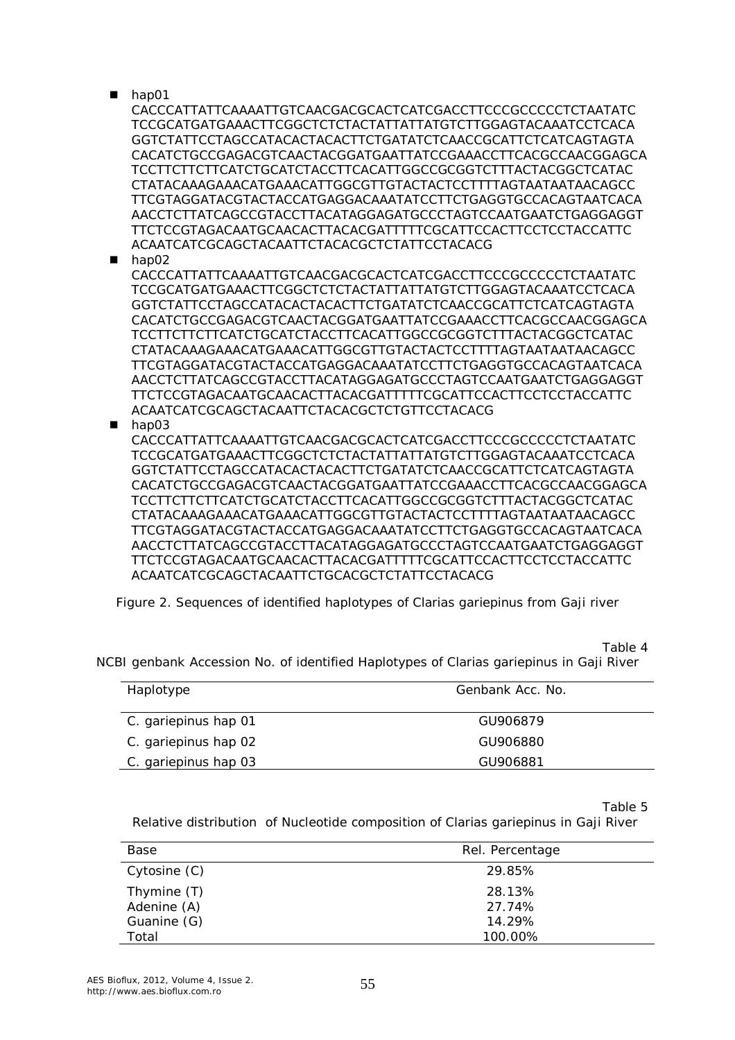- hap01

CACCCATTATTCAAAATTGTCAACGACGCACTCATCGACCTTCCCGCCCCCTCTAATATC
TCCGCATGATGAAACTTCGGCTCTCTACTATTATTATGTCTTGGAGTACAAATCCTCACA
GGTCTATTCCTAGCCATACACTACACTTCTGATATCTCAACCGCATTCTCATCAGTAGTA
CACATCTGCCGAGACGTCAACTACGGATGAATTATCCGAAACCTTCACGCCAACGGAGCA
TCCTTCTTCTTCATCTGCATCTACCTTCACATTGGCCGCGGTCTTTACTACGGCTCATAC
CTATACAAAGAAACATGAAACATTGGCGTTGTACTACTCCTTTTAGTAATAATAACAGCC
TTCGTAGGATACGTACTACCATGAGGACAAATATCCTTCTGAGGTGCCACAGTAATCACA
AACCTCTTATCAGCCGTACCTTACATAGGAGATGCCCTAGTCCAATGAATCTGAGGAGGT
TTCTCCGTAGACAATGCAACACTTACACGATTTTTCGCATTCCACTTCCTCCTACCATTC
ACAATCATCGCAGCTACAATTCTACACGCTCTATTCCTACACG

- hap02

CACCCATTATTCAAAATTGTCAACGACGCACTCATCGACCTTCCCGCCCCCTCTAATATC
TCCGCATGATGAAACTTCGGCTCTCTACTATTATTATGTCTTGGAGTACAAATCCTCACA
GGTCTATTCCTAGCCATACACTACACTTCTGATATCTCAACCGCATTCTCATCAGTAGTA
CACATCTGCCGAGACGTCAACTACGGATGAATTATCCGAAACCTTCACGCCAACGGAGCA
TCCTTCTTCTTCATCTGCATCTACCTTCACATTGGCCGCGGTCTTTACTACGGCTCATAC
CTATACAAAGAAACATGAAACATTGGCGTTGTACTACTCCTTTTAGTAATAATAACAGCC
TTCGTAGGATACGTACTACCATGAGGACAAATATCCTTCTGAGGTGCCACAGTAATCACA
AACCTCTTATCAGCCGTACCTTACATAGGAGATGCCCTAGTCCAATGAATCTGAGGAGGT
TTCTCCGTAGACAATGCAACACTTACACGATTTTTCGCATTCCACTTCCTCCTACCATTC
ACAATCATCGCAGCTACAATTCTACACGCTCTGTTCCTACACG

- hap03

CACCCATTATTCAAAATTGTCAACGACGCACTCATCGACCTTCCCGCCCCCTCTAATATC
TCCGCATGATGAAACTTCGGCTCTCTACTATTATTATGTCTTGGAGTACAAATCCTCACA
GGTCTATTCCTAGCCATACACTACACTTCTGATATCTCAACCGCATTCTCATCAGTAGTA
CACATCTGCCGAGACGTCAACTACGGATGAATTATCCGAAACCTTCACGCCAACGGAGCA
TCCTTCTTCTTCATCTGCATCTACCTTCACATTGGCCGCGGTCTTTACTACGGCTCATAC
CTATACAAAGAAACATGAAACATTGGCGTTGTACTACTCCTTTTAGTAATAATAACAGCC
TTCGTAGGATACGTACTACCATGAGGACAAATATCCTTCTGAGGTGCCACAGTAATCACA
AACCTCTTATCAGCCGTACCTTACATAGGAGATGCCCTAGTCCAATGAATCTGAGGAGGT
TTCTCCGTAGACAATGCAACACTTACACGATTTTTCGCATTCCACTTCCTCCTACCATTC
ACAATCATCGCAGCTACAATTCTGCACGCTCTATTCCTACACG

Figure 2. Sequences of identified haplotypes of Clarias gariepinus from Gaji river

Table 4

NCBI genbank Accession No. of identified Haplotypes of Clarias gariepinus in Gaji River

| Haplotype | Genbank Acc. No. |
|---|---|
| C. gariepinus hap 01 | GU906879 |
| C. gariepinus hap 02 | GU906880 |
| C. gariepinus hap 03 | GU906881 |

Table 5

Relative distribution of Nucleotide composition of Clarias gariepinus in Gaji River

| Base | Rel. Percentage |
|---|---|
| Cytosine (C) | 29.85% |
| Thymine (T) | 28.13% |
| Adenine (A) | 27.74% |
| Guanine (G) | 14.29% |
| Total | 100.00% |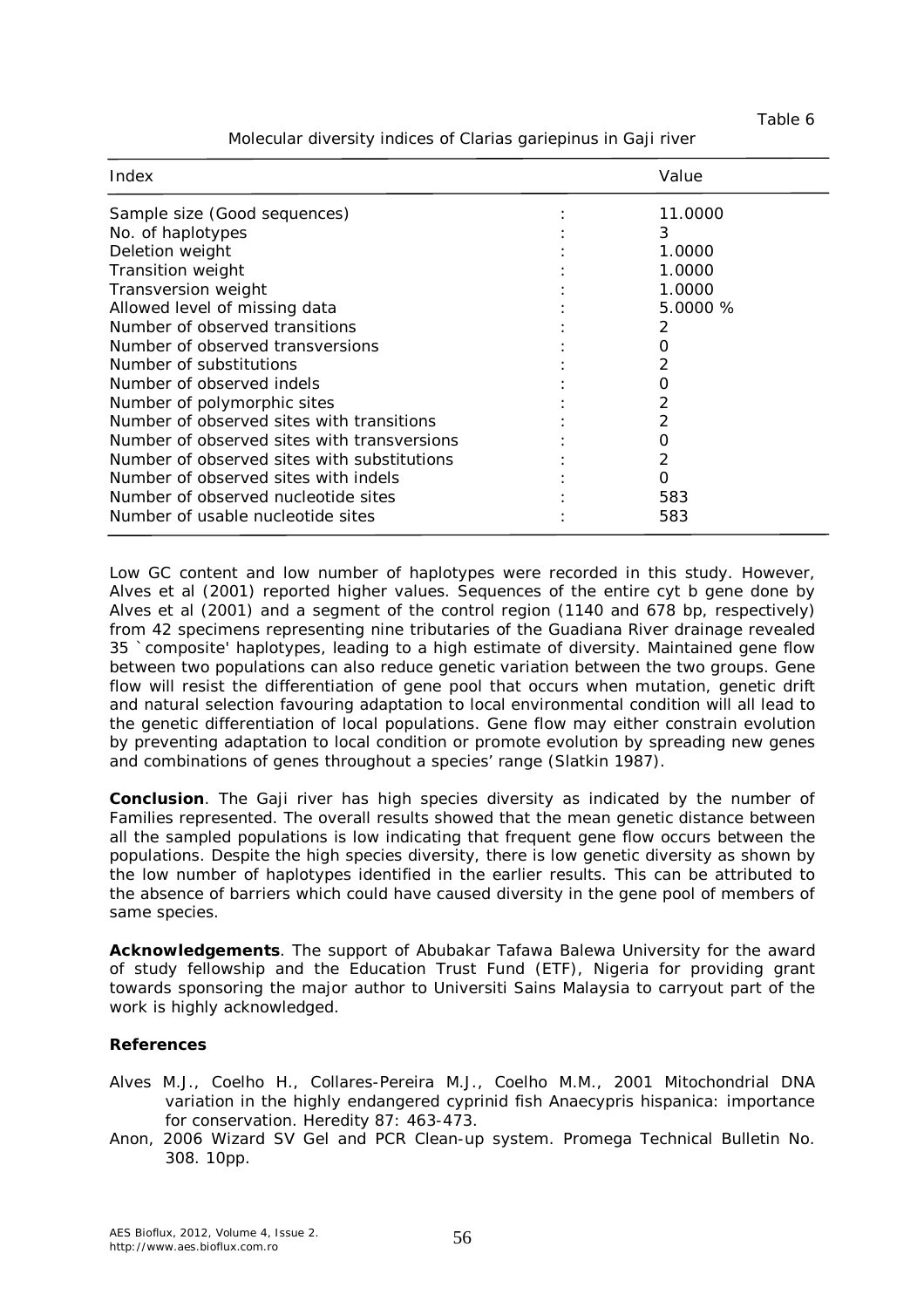Table 6

Molecular diversity indices of Clarias gariepinus in Gaji river

| Index | | Value |
|---|---|---|
| Sample size (Good sequences) | : | 11.0000 |
| No. of haplotypes | : | 3 |
| Deletion weight | : | 1.0000 |
| Transition weight | : | 1.0000 |
| Transversion weight | : | 1.0000 |
| Allowed level of missing data | : | 5.0000 % |
| Number of observed transitions | : | 2 |
| Number of observed transversions | : | 0 |
| Number of substitutions | : | 2 |
| Number of observed indels | : | 0 |
| Number of polymorphic sites | : | 2 |
| Number of observed sites with transitions | : | 2 |
| Number of observed sites with transversions | : | 0 |
| Number of observed sites with substitutions | : | 2 |
| Number of observed sites with indels | : | 0 |
| Number of observed nucleotide sites | : | 583 |
| Number of usable nucleotide sites | : | 583 |

Low GC content and low number of haplotypes were recorded in this study. However, Alves et al (2001) reported higher values. Sequences of the entire cyt b gene done by Alves et al (2001) and a segment of the control region (1140 and 678 bp, respectively) from 42 specimens representing nine tributaries of the Guadiana River drainage revealed 35 `composite' haplotypes, leading to a high estimate of diversity. Maintained gene flow between two populations can also reduce genetic variation between the two groups. Gene flow will resist the differentiation of gene pool that occurs when mutation, genetic drift and natural selection favouring adaptation to local environmental condition will all lead to the genetic differentiation of local populations. Gene flow may either constrain evolution by preventing adaptation to local condition or promote evolution by spreading new genes and combinations of genes throughout a species' range (Slatkin 1987).

**Conclusion**. The Gaji river has high species diversity as indicated by the number of Families represented. The overall results showed that the mean genetic distance between all the sampled populations is low indicating that frequent gene flow occurs between the populations. Despite the high species diversity, there is low genetic diversity as shown by the low number of haplotypes identified in the earlier results. This can be attributed to the absence of barriers which could have caused diversity in the gene pool of members of same species.

**Acknowledgements**. The support of Abubakar Tafawa Balewa University for the award of study fellowship and the Education Trust Fund (ETF), Nigeria for providing grant towards sponsoring the major author to Universiti Sains Malaysia to carryout part of the work is highly acknowledged.

**References**

Alves M.J., Coelho H., Collares-Pereira M.J., Coelho M.M., 2001 Mitochondrial DNA variation in the highly endangered cyprinid fish Anaecypris hispanica: importance for conservation. Heredity 87: 463-473.

Anon, 2006 Wizard SV Gel and PCR Clean-up system. Promega Technical Bulletin No. 308. 10pp.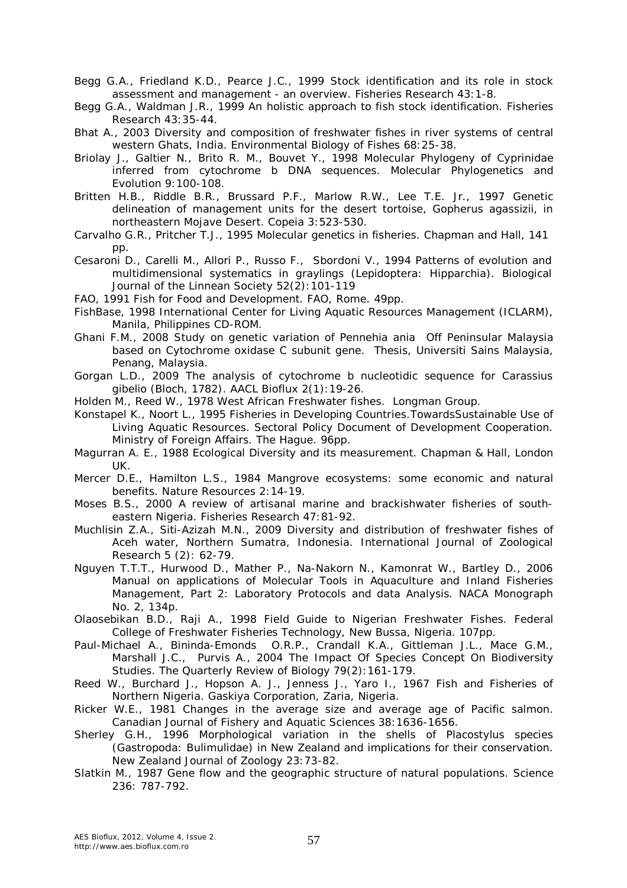Begg G.A., Friedland K.D., Pearce J.C., 1999 Stock identification and its role in stock assessment and management - an overview. Fisheries Research 43:1-8.

Begg G.A., Waldman J.R., 1999 An holistic approach to fish stock identification. Fisheries Research 43:35-44.

Bhat A., 2003 Diversity and composition of freshwater fishes in river systems of central western Ghats, India. Environmental Biology of Fishes 68:25-38.

Briolay J., Galtier N., Brito R. M., Bouvet Y., 1998 Molecular Phylogeny of Cyprinidae inferred from cytochrome b DNA sequences. Molecular Phylogenetics and Evolution 9:100-108.

Britten H.B., Riddle B.R., Brussard P.F., Marlow R.W., Lee T.E. Jr., 1997 Genetic delineation of management units for the desert tortoise, Gopherus agassizii, in northeastern Mojave Desert. Copeia 3:523-530.

Carvalho G.R., Pritcher T.J., 1995 Molecular genetics in fisheries. Chapman and Hall, 141 pp.

Cesaroni D., Carelli M., Allori P., Russo F., Sbordoni V., 1994 Patterns of evolution and multidimensional systematics in graylings (Lepidoptera: Hipparchia). Biological Journal of the Linnean Society 52(2):101-119

FAO, 1991 Fish for Food and Development. FAO, Rome. 49pp.

FishBase, 1998 International Center for Living Aquatic Resources Management (ICLARM), Manila, Philippines CD-ROM.

Ghani F.M., 2008 Study on genetic variation of Pennehia ania Off Peninsular Malaysia based on Cytochrome oxidase C subunit gene. Thesis, Universiti Sains Malaysia, Penang, Malaysia.

Gorgan L.D., 2009 The analysis of cytochrome b nucleotidic sequence for Carassius gibelio (Bloch, 1782). AACL Bioflux 2(1):19-26.

Holden M., Reed W., 1978 West African Freshwater fishes. Longman Group.

Konstapel K., Noort L., 1995 Fisheries in Developing Countries.TowardsSustainable Use of Living Aquatic Resources. Sectoral Policy Document of Development Cooperation. Ministry of Foreign Affairs. The Hague. 96pp.

Magurran A. E., 1988 Ecological Diversity and its measurement. Chapman & Hall, London UK.

Mercer D.E., Hamilton L.S., 1984 Mangrove ecosystems: some economic and natural benefits. Nature Resources 2:14-19.

Moses B.S., 2000 A review of artisanal marine and brackishwater fisheries of south-eastern Nigeria. Fisheries Research 47:81-92.

Muchlisin Z.A., Siti-Azizah M.N., 2009 Diversity and distribution of freshwater fishes of Aceh water, Northern Sumatra, Indonesia. International Journal of Zoological Research 5 (2): 62-79.

Nguyen T.T.T., Hurwood D., Mather P., Na-Nakorn N., Kamonrat W., Bartley D., 2006 Manual on applications of Molecular Tools in Aquaculture and Inland Fisheries Management, Part 2: Laboratory Protocols and data Analysis. NACA Monograph No. 2, 134p.

Olaosebikan B.D., Raji A., 1998 Field Guide to Nigerian Freshwater Fishes. Federal College of Freshwater Fisheries Technology, New Bussa, Nigeria. 107pp.

Paul-Michael A., Bininda-Emonds O.R.P., Crandall K.A., Gittleman J.L., Mace G.M., Marshall J.C., Purvis A., 2004 The Impact Of Species Concept On Biodiversity Studies. The Quarterly Review of Biology 79(2):161-179.

Reed W., Burchard J., Hopson A. J., Jenness J., Yaro I., 1967 Fish and Fisheries of Northern Nigeria. Gaskiya Corporation, Zaria, Nigeria.

Ricker W.E., 1981 Changes in the average size and average age of Pacific salmon. Canadian Journal of Fishery and Aquatic Sciences 38:1636-1656.

Sherley G.H., 1996 Morphological variation in the shells of Placostylus species (Gastropoda: Bulimulidae) in New Zealand and implications for their conservation. New Zealand Journal of Zoology 23:73-82.

Slatkin M., 1987 Gene flow and the geographic structure of natural populations. Science 236: 787-792.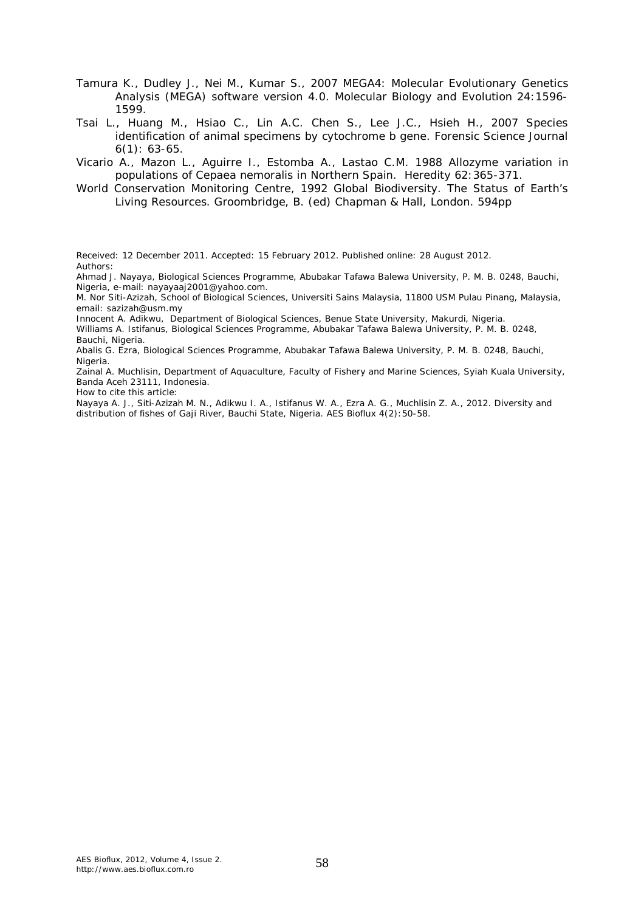Tamura K., Dudley J., Nei M., Kumar S., 2007 MEGA4: Molecular Evolutionary Genetics Analysis (MEGA) software version 4.0. Molecular Biology and Evolution 24:1596-1599.

Tsai L., Huang M., Hsiao C., Lin A.C. Chen S., Lee J.C., Hsieh H., 2007 Species identification of animal specimens by cytochrome b gene. Forensic Science Journal 6(1): 63-65.

Vicario A., Mazon L., Aguirre I., Estomba A., Lastao C.M. 1988 Allozyme variation in populations of Cepaea nemoralis in Northern Spain. Heredity 62:365-371.

World Conservation Monitoring Centre, 1992 Global Biodiversity. The Status of Earth's Living Resources. Groombridge, B. (ed) Chapman & Hall, London. 594pp

Received: 12 December 2011. Accepted: 15 February 2012. Published online: 28 August 2012.

Authors:

Ahmad J. Nayaya, Biological Sciences Programme, Abubakar Tafawa Balewa University, P. M. B. 0248, Bauchi, Nigeria, e-mail: nayayaaj2001@yahoo.com.

M. Nor Siti-Azizah, School of Biological Sciences, Universiti Sains Malaysia, 11800 USM Pulau Pinang, Malaysia, email: sazizah@usm.my

Innocent A. Adikwu, Department of Biological Sciences, Benue State University, Makurdi, Nigeria.

Williams A. Istifanus, Biological Sciences Programme, Abubakar Tafawa Balewa University, P. M. B. 0248, Bauchi, Nigeria.

Abalis G. Ezra, Biological Sciences Programme, Abubakar Tafawa Balewa University, P. M. B. 0248, Bauchi, Nigeria.

Zainal A. Muchlisin, Department of Aquaculture, Faculty of Fishery and Marine Sciences, Syiah Kuala University, Banda Aceh 23111, Indonesia.

How to cite this article:

Nayaya A. J., Siti-Azizah M. N., Adikwu I. A., Istifanus W. A., Ezra A. G., Muchlisin Z. A., 2012. Diversity and distribution of fishes of Gaji River, Bauchi State, Nigeria. AES Bioflux 4(2):50-58.